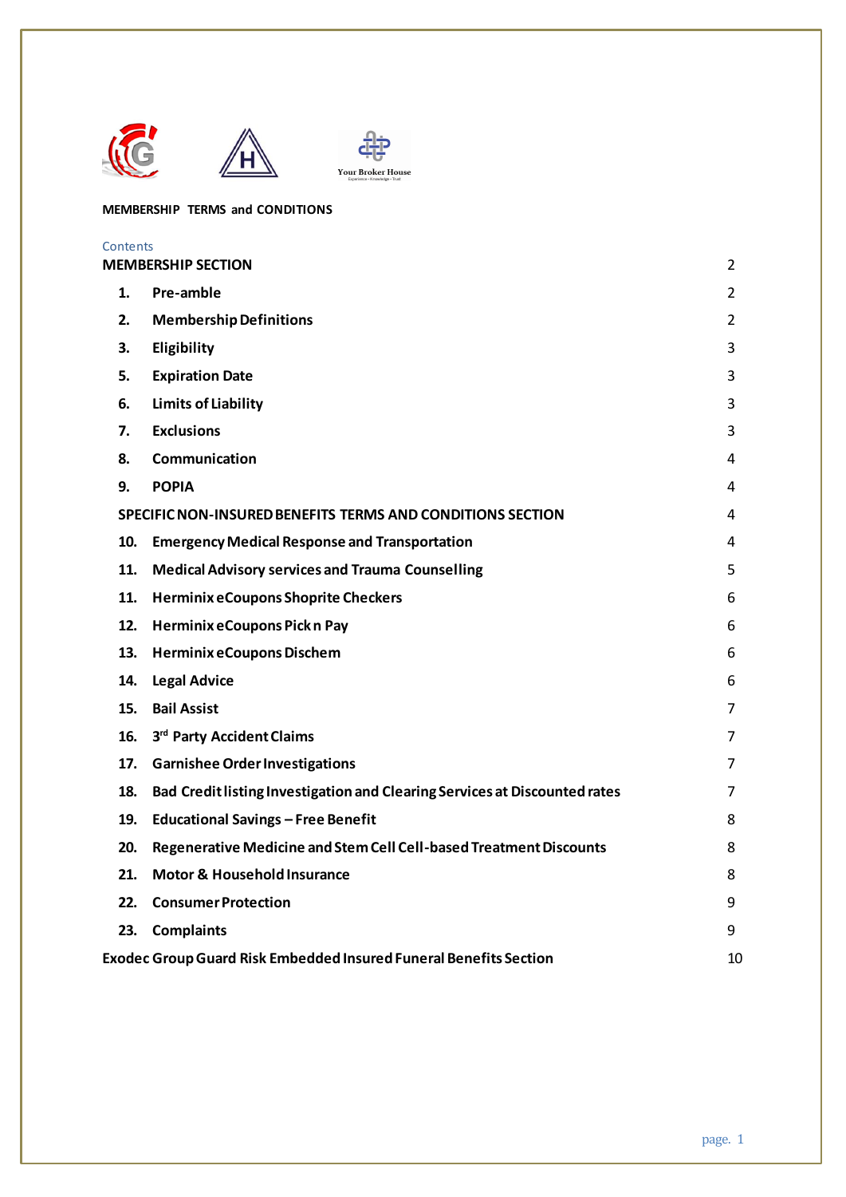Your Broker House

**MEMBERSHIP TERMS and CONDITIONS**

Contents

| | | |
|---|---|---|
| **MEMBERSHIP SECTION** | | 2 |
| **1.** | **Pre-amble** | 2 |
| **2.** | **Membership Definitions** | 2 |
| **3.** | **Eligibility** | 3 |
| **5.** | **Expiration Date** | 3 |
| **6.** | **Limits of Liability** | 3 |
| **7.** | **Exclusions** | 3 |
| **8.** | **Communication** | 4 |
| **9.** | **POPIA** | 4 |
| **SPECIFIC NON-INSURED BENEFITS TERMS AND CONDITIONS SECTION** | | 4 |
| **10.** | **Emergency Medical Response and Transportation** | 4 |
| **11.** | **Medical Advisory services and Trauma Counselling** | 5 |
| **11.** | **Herminix eCoupons Shoprite Checkers** | 6 |
| **12.** | **Herminix eCoupons Pick n Pay** | 6 |
| **13.** | **Herminix eCoupons Dischem** | 6 |
| **14.** | **Legal Advice** | 6 |
| **15.** | **Bail Assist** | 7 |
| **16.** | **3rd Party Accident Claims** | 7 |
| **17.** | **Garnishee Order Investigations** | 7 |
| **18.** | **Bad Credit listing Investigation and Clearing Services at Discounted rates** | 7 |
| **19.** | **Educational Savings – Free Benefit** | 8 |
| **20.** | **Regenerative Medicine and Stem Cell Cell-based Treatment Discounts** | 8 |
| **21.** | **Motor & Household Insurance** | 8 |
| **22.** | **Consumer Protection** | 9 |
| **23.** | **Complaints** | 9 |
| **Exodec Group Guard Risk Embedded Insured Funeral Benefits Section** | | 10 |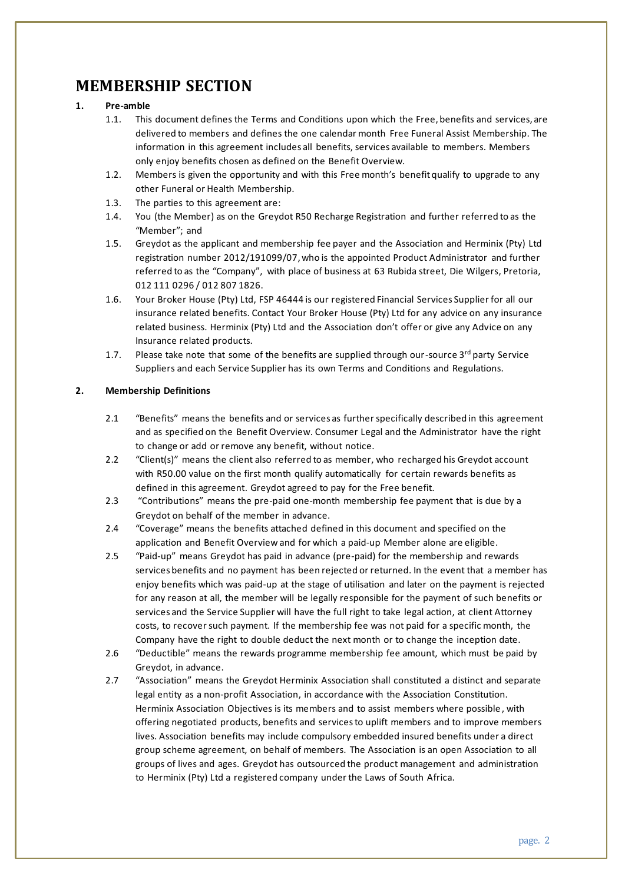# MEMBERSHIP SECTION

**1. Pre-amble**

1.1. This document defines the Terms and Conditions upon which the Free, benefits and services, are delivered to members and defines the one calendar month Free Funeral Assist Membership. The information in this agreement includes all benefits, services available to members. Members only enjoy benefits chosen as defined on the Benefit Overview.

1.2. Members is given the opportunity and with this Free month's benefit qualify to upgrade to any other Funeral or Health Membership.

1.3. The parties to this agreement are:

1.4. You (the Member) as on the Greydot R50 Recharge Registration and further referred to as the "Member"; and

1.5. Greydot as the applicant and membership fee payer and the Association and Herminix (Pty) Ltd registration number 2012/191099/07, who is the appointed Product Administrator and further referred to as the "Company", with place of business at 63 Rubida street, Die Wilgers, Pretoria, 012 111 0296 / 012 807 1826.

1.6. Your Broker House (Pty) Ltd, FSP 46444 is our registered Financial Services Supplier for all our insurance related benefits. Contact Your Broker House (Pty) Ltd for any advice on any insurance related business. Herminix (Pty) Ltd and the Association don't offer or give any Advice on any Insurance related products.

1.7. Please take note that some of the benefits are supplied through our-source 3rd party Service Suppliers and each Service Supplier has its own Terms and Conditions and Regulations.

**2. Membership Definitions**

2.1 "Benefits" means the benefits and or services as further specifically described in this agreement and as specified on the Benefit Overview. Consumer Legal and the Administrator have the right to change or add or remove any benefit, without notice.

2.2 "Client(s)" means the client also referred to as member, who recharged his Greydot account with R50.00 value on the first month qualify automatically for certain rewards benefits as defined in this agreement. Greydot agreed to pay for the Free benefit.

2.3 "Contributions" means the pre-paid one-month membership fee payment that is due by a Greydot on behalf of the member in advance.

2.4 "Coverage" means the benefits attached defined in this document and specified on the application and Benefit Overview and for which a paid-up Member alone are eligible.

2.5 "Paid-up" means Greydot has paid in advance (pre-paid) for the membership and rewards services benefits and no payment has been rejected or returned. In the event that a member has enjoy benefits which was paid-up at the stage of utilisation and later on the payment is rejected for any reason at all, the member will be legally responsible for the payment of such benefits or services and the Service Supplier will have the full right to take legal action, at client Attorney costs, to recover such payment. If the membership fee was not paid for a specific month, the Company have the right to double deduct the next month or to change the inception date.

2.6 "Deductible" means the rewards programme membership fee amount, which must be paid by Greydot, in advance.

2.7 "Association" means the Greydot Herminix Association shall constituted a distinct and separate legal entity as a non-profit Association, in accordance with the Association Constitution. Herminix Association Objectives is its members and to assist members where possible, with offering negotiated products, benefits and services to uplift members and to improve members lives. Association benefits may include compulsory embedded insured benefits under a direct group scheme agreement, on behalf of members. The Association is an open Association to all groups of lives and ages. Greydot has outsourced the product management and administration to Herminix (Pty) Ltd a registered company under the Laws of South Africa.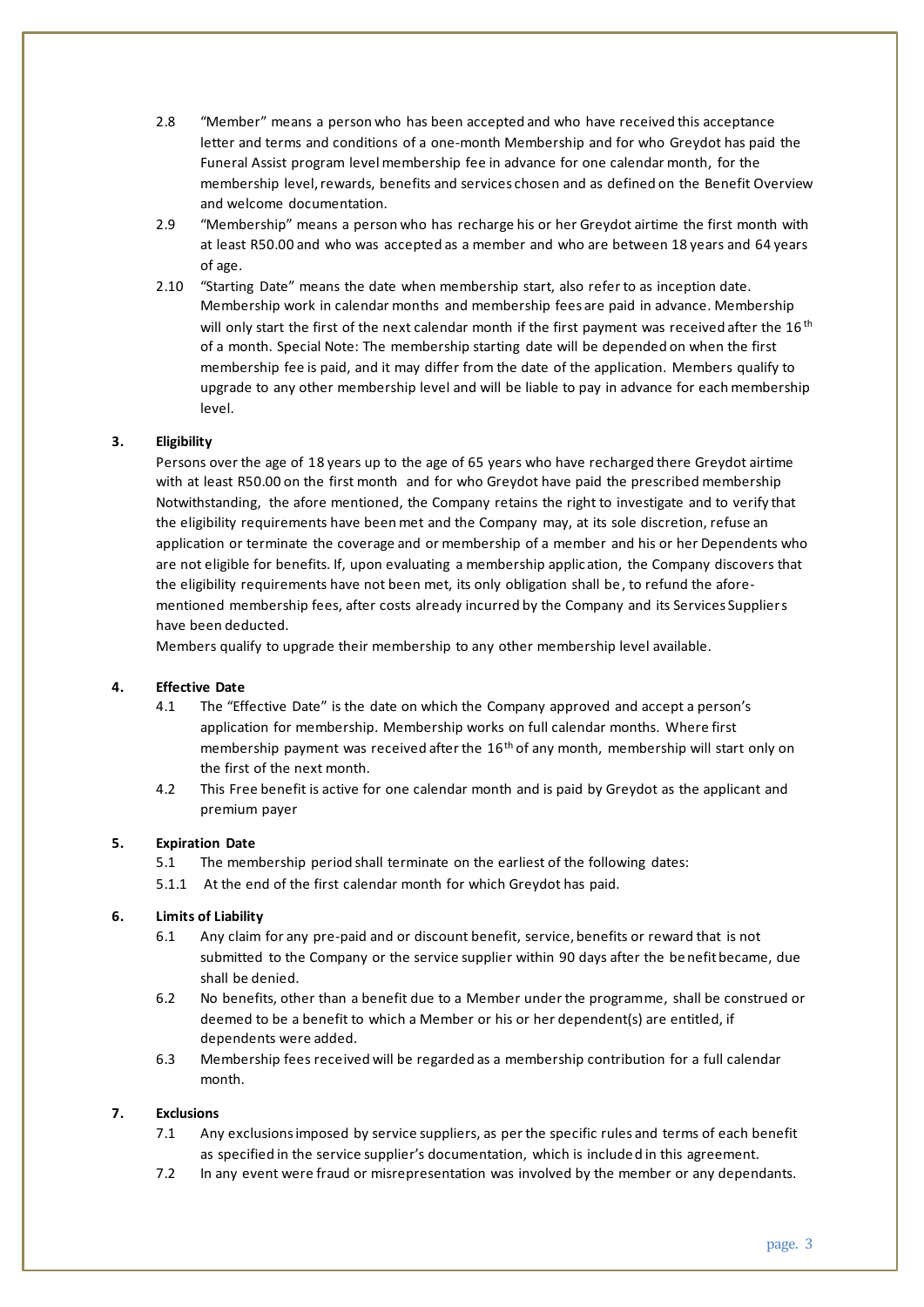2.8 "Member" means a person who has been accepted and who have received this acceptance letter and terms and conditions of a one-month Membership and for who Greydot has paid the Funeral Assist program level membership fee in advance for one calendar month, for the membership level, rewards, benefits and services chosen and as defined on the Benefit Overview and welcome documentation.

2.9 "Membership" means a person who has recharge his or her Greydot airtime the first month with at least R50.00 and who was accepted as a member and who are between 18 years and 64 years of age.

2.10 "Starting Date" means the date when membership start, also refer to as inception date. Membership work in calendar months and membership fees are paid in advance. Membership will only start the first of the next calendar month if the first payment was received after the 16th of a month. Special Note: The membership starting date will be depended on when the first membership fee is paid, and it may differ from the date of the application. Members qualify to upgrade to any other membership level and will be liable to pay in advance for each membership level.

### 3. Eligibility

Persons over the age of 18 years up to the age of 65 years who have recharged there Greydot airtime with at least R50.00 on the first month and for who Greydot have paid the prescribed membership Notwithstanding, the afore mentioned, the Company retains the right to investigate and to verify that the eligibility requirements have been met and the Company may, at its sole discretion, refuse an application or terminate the coverage and or membership of a member and his or her Dependents who are not eligible for benefits. If, upon evaluating a membership application, the Company discovers that the eligibility requirements have not been met, its only obligation shall be, to refund the afore-mentioned membership fees, after costs already incurred by the Company and its Services Suppliers have been deducted.

Members qualify to upgrade their membership to any other membership level available.

### 4. Effective Date

4.1 The "Effective Date" is the date on which the Company approved and accept a person's application for membership. Membership works on full calendar months. Where first membership payment was received after the 16th of any month, membership will start only on the first of the next month.

4.2 This Free benefit is active for one calendar month and is paid by Greydot as the applicant and premium payer

### 5. Expiration Date

5.1 The membership period shall terminate on the earliest of the following dates:

5.1.1 At the end of the first calendar month for which Greydot has paid.

### 6. Limits of Liability

6.1 Any claim for any pre-paid and or discount benefit, service, benefits or reward that is not submitted to the Company or the service supplier within 90 days after the benefit became, due shall be denied.

6.2 No benefits, other than a benefit due to a Member under the programme, shall be construed or deemed to be a benefit to which a Member or his or her dependent(s) are entitled, if dependents were added.

6.3 Membership fees received will be regarded as a membership contribution for a full calendar month.

### 7. Exclusions

7.1 Any exclusions imposed by service suppliers, as per the specific rules and terms of each benefit as specified in the service supplier's documentation, which is included in this agreement.

7.2 In any event were fraud or misrepresentation was involved by the member or any dependants.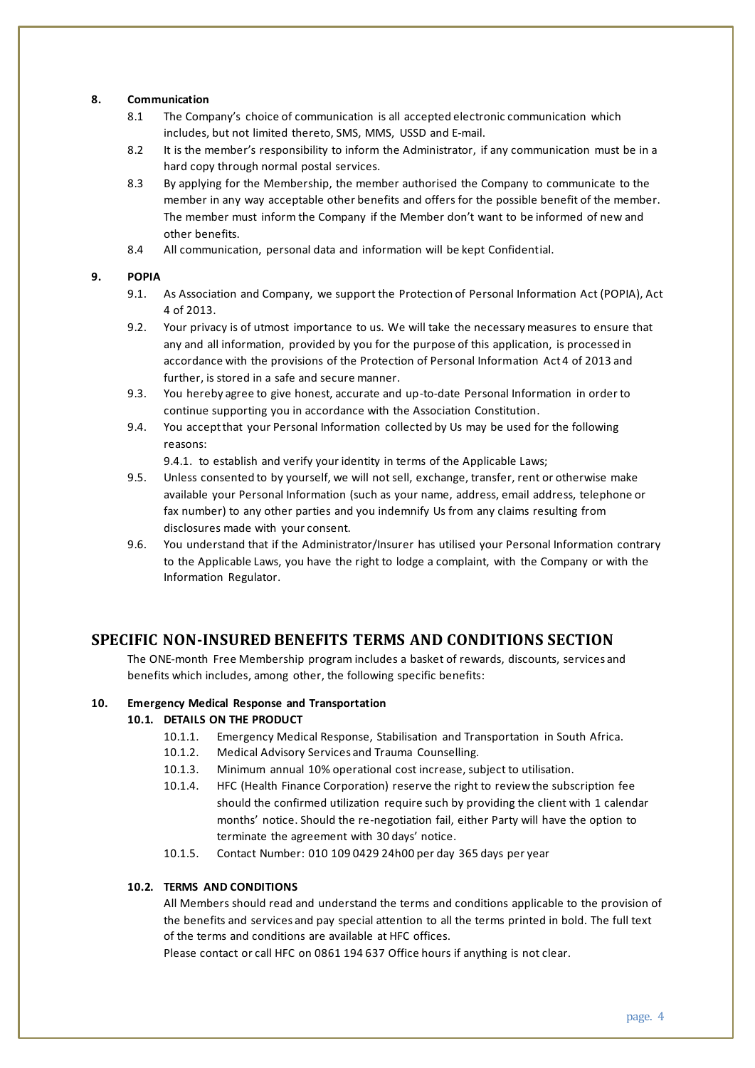**8. Communication**

8.1 The Company's choice of communication is all accepted electronic communication which includes, but not limited thereto, SMS, MMS, USSD and E-mail.

8.2 It is the member's responsibility to inform the Administrator, if any communication must be in a hard copy through normal postal services.

8.3 By applying for the Membership, the member authorised the Company to communicate to the member in any way acceptable other benefits and offers for the possible benefit of the member. The member must inform the Company if the Member don't want to be informed of new and other benefits.

8.4 All communication, personal data and information will be kept Confidential.

**9. POPIA**

9.1. As Association and Company, we support the Protection of Personal Information Act (POPIA), Act 4 of 2013.

9.2. Your privacy is of utmost importance to us. We will take the necessary measures to ensure that any and all information, provided by you for the purpose of this application, is processed in accordance with the provisions of the Protection of Personal Information Act 4 of 2013 and further, is stored in a safe and secure manner.

9.3. You hereby agree to give honest, accurate and up-to-date Personal Information in order to continue supporting you in accordance with the Association Constitution.

9.4. You accept that your Personal Information collected by Us may be used for the following reasons:

9.4.1. to establish and verify your identity in terms of the Applicable Laws;

9.5. Unless consented to by yourself, we will not sell, exchange, transfer, rent or otherwise make available your Personal Information (such as your name, address, email address, telephone or fax number) to any other parties and you indemnify Us from any claims resulting from disclosures made with your consent.

9.6. You understand that if the Administrator/Insurer has utilised your Personal Information contrary to the Applicable Laws, you have the right to lodge a complaint, with the Company or with the Information Regulator.

## SPECIFIC NON-INSURED BENEFITS TERMS AND CONDITIONS SECTION

The ONE-month Free Membership program includes a basket of rewards, discounts, services and benefits which includes, among other, the following specific benefits:

**10. Emergency Medical Response and Transportation**

**10.1. DETAILS ON THE PRODUCT**

10.1.1. Emergency Medical Response, Stabilisation and Transportation in South Africa.

10.1.2. Medical Advisory Services and Trauma Counselling.

10.1.3. Minimum annual 10% operational cost increase, subject to utilisation.

10.1.4. HFC (Health Finance Corporation) reserve the right to review the subscription fee should the confirmed utilization require such by providing the client with 1 calendar months' notice. Should the re-negotiation fail, either Party will have the option to terminate the agreement with 30 days' notice.

10.1.5. Contact Number: 010 109 0429 24h00 per day 365 days per year

**10.2. TERMS AND CONDITIONS**

All Members should read and understand the terms and conditions applicable to the provision of the benefits and services and pay special attention to all the terms printed in bold. The full text of the terms and conditions are available at HFC offices.

Please contact or call HFC on 0861 194 637 Office hours if anything is not clear.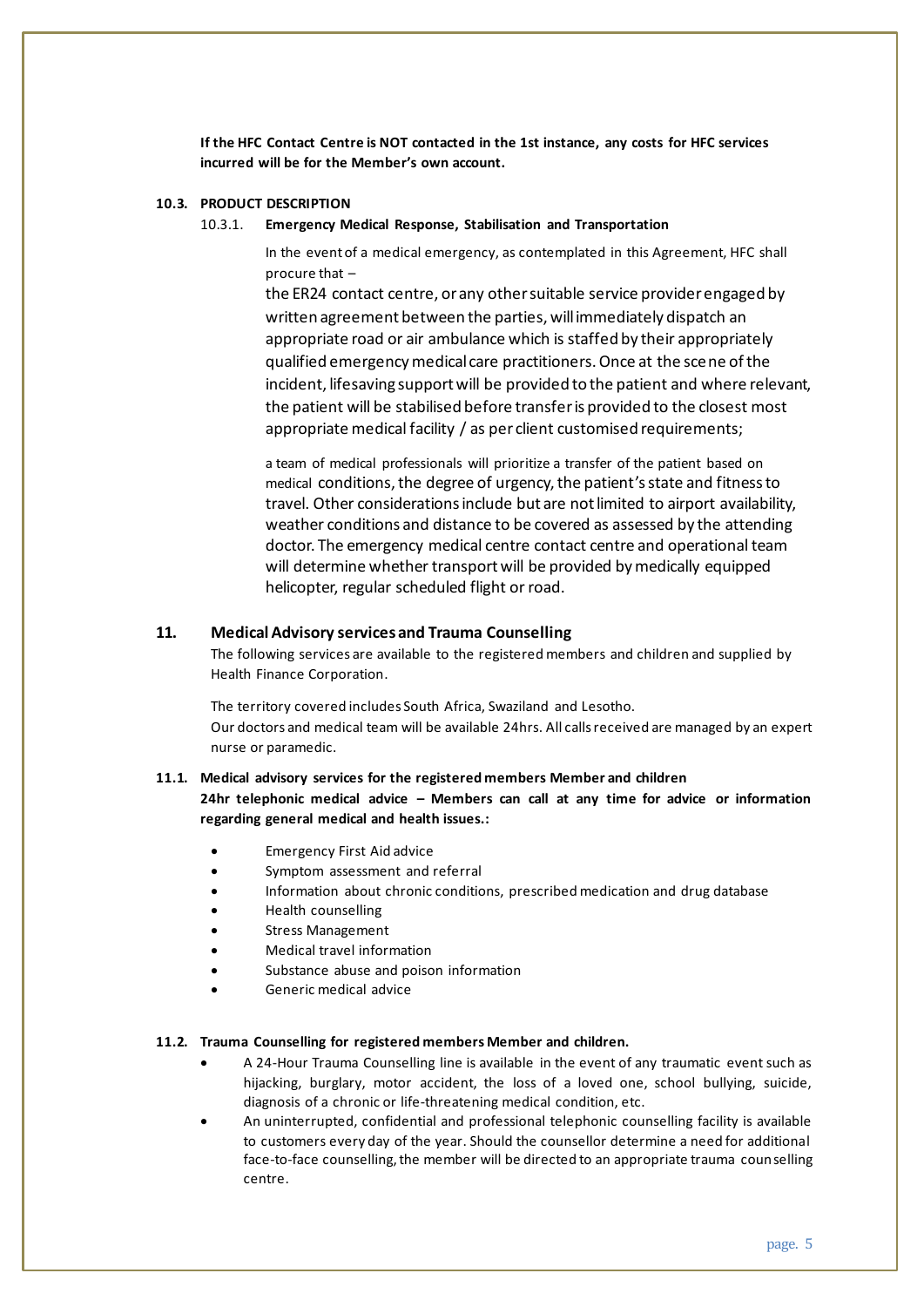**If the HFC Contact Centre is NOT contacted in the 1st instance, any costs for HFC services incurred will be for the Member's own account.**

### 10.3. PRODUCT DESCRIPTION

#### 10.3.1. Emergency Medical Response, Stabilisation and Transportation

In the event of a medical emergency, as contemplated in this Agreement, HFC shall procure that –

the ER24 contact centre, or any other suitable service provider engaged by written agreement between the parties, will immediately dispatch an appropriate road or air ambulance which is staffed by their appropriately qualified emergency medical care practitioners. Once at the scene of the incident, lifesaving support will be provided to the patient and where relevant, the patient will be stabilised before transfer is provided to the closest most appropriate medical facility / as per client customised requirements;

a team of medical professionals will prioritize a transfer of the patient based on medical conditions, the degree of urgency, the patient's state and fitness to travel. Other considerations include but are not limited to airport availability, weather conditions and distance to be covered as assessed by the attending doctor. The emergency medical centre contact centre and operational team will determine whether transport will be provided by medically equipped helicopter, regular scheduled flight or road.

## 11. Medical Advisory services and Trauma Counselling

The following services are available to the registered members and children and supplied by Health Finance Corporation.

The territory covered includes South Africa, Swaziland and Lesotho.
Our doctors and medical team will be available 24hrs. All calls received are managed by an expert nurse or paramedic.

### 11.1. Medical advisory services for the registered members Member and children

**24hr telephonic medical advice – Members can call at any time for advice or information regarding general medical and health issues.:**

- Emergency First Aid advice
- Symptom assessment and referral
- Information about chronic conditions, prescribed medication and drug database
- Health counselling
- Stress Management
- Medical travel information
- Substance abuse and poison information
- Generic medical advice

### 11.2. Trauma Counselling for registered members Member and children.

- A 24-Hour Trauma Counselling line is available in the event of any traumatic event such as hijacking, burglary, motor accident, the loss of a loved one, school bullying, suicide, diagnosis of a chronic or life-threatening medical condition, etc.
- An uninterrupted, confidential and professional telephonic counselling facility is available to customers every day of the year. Should the counsellor determine a need for additional face-to-face counselling, the member will be directed to an appropriate trauma counselling centre.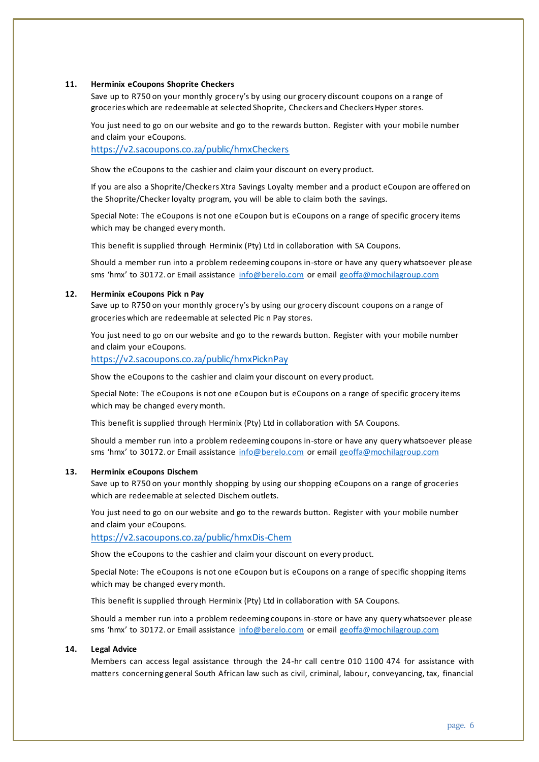**11. Herminix eCoupons Shoprite Checkers**

Save up to R750 on your monthly grocery's by using our grocery discount coupons on a range of groceries which are redeemable at selected Shoprite, Checkers and Checkers Hyper stores.

You just need to go on our website and go to the rewards button. Register with your mobile number and claim your eCoupons.
https://v2.sacoupons.co.za/public/hmxCheckers

Show the eCoupons to the cashier and claim your discount on every product.

If you are also a Shoprite/Checkers Xtra Savings Loyalty member and a product eCoupon are offered on the Shoprite/Checker loyalty program, you will be able to claim both the savings.

Special Note: The eCoupons is not one eCoupon but is eCoupons on a range of specific grocery items which may be changed every month.

This benefit is supplied through Herminix (Pty) Ltd in collaboration with SA Coupons.

Should a member run into a problem redeeming coupons in-store or have any query whatsoever please sms 'hmx' to 30172. or Email assistance info@berelo.com or email geoffa@mochilagroup.com

**12. Herminix eCoupons Pick n Pay**

Save up to R750 on your monthly grocery's by using our grocery discount coupons on a range of groceries which are redeemable at selected Pic n Pay stores.

You just need to go on our website and go to the rewards button. Register with your mobile number and claim your eCoupons.
https://v2.sacoupons.co.za/public/hmxPicknPay

Show the eCoupons to the cashier and claim your discount on every product.

Special Note: The eCoupons is not one eCoupon but is eCoupons on a range of specific grocery items which may be changed every month.

This benefit is supplied through Herminix (Pty) Ltd in collaboration with SA Coupons.

Should a member run into a problem redeeming coupons in-store or have any query whatsoever please sms 'hmx' to 30172. or Email assistance info@berelo.com or email geoffa@mochilagroup.com

**13. Herminix eCoupons Dischem**

Save up to R750 on your monthly shopping by using our shopping eCoupons on a range of groceries which are redeemable at selected Dischem outlets.

You just need to go on our website and go to the rewards button. Register with your mobile number and claim your eCoupons.
https://v2.sacoupons.co.za/public/hmxDis-Chem

Show the eCoupons to the cashier and claim your discount on every product.

Special Note: The eCoupons is not one eCoupon but is eCoupons on a range of specific shopping items which may be changed every month.

This benefit is supplied through Herminix (Pty) Ltd in collaboration with SA Coupons.

Should a member run into a problem redeeming coupons in-store or have any query whatsoever please sms 'hmx' to 30172. or Email assistance info@berelo.com or email geoffa@mochilagroup.com

**14. Legal Advice**

Members can access legal assistance through the 24-hr call centre 010 1100 474 for assistance with matters concerning general South African law such as civil, criminal, labour, conveyancing, tax, financial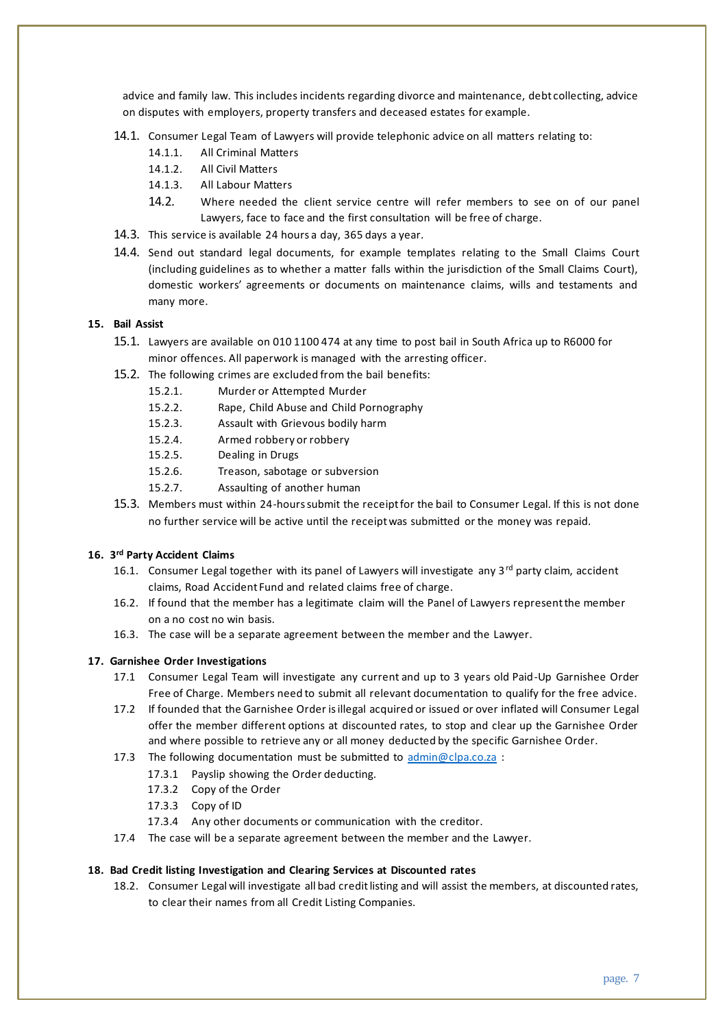advice and family law. This includes incidents regarding divorce and maintenance, debt collecting, advice on disputes with employers, property transfers and deceased estates for example.

14.1. Consumer Legal Team of Lawyers will provide telephonic advice on all matters relating to:

- 14.1.1. All Criminal Matters
- 14.1.2. All Civil Matters
- 14.1.3. All Labour Matters
- 14.2. Where needed the client service centre will refer members to see on of our panel Lawyers, face to face and the first consultation will be free of charge.

14.3. This service is available 24 hours a day, 365 days a year.

14.4. Send out standard legal documents, for example templates relating to the Small Claims Court (including guidelines as to whether a matter falls within the jurisdiction of the Small Claims Court), domestic workers' agreements or documents on maintenance claims, wills and testaments and many more.

## 15. Bail Assist

15.1. Lawyers are available on 010 1100 474 at any time to post bail in South Africa up to R6000 for minor offences. All paperwork is managed with the arresting officer.

15.2. The following crimes are excluded from the bail benefits:

- 15.2.1. Murder or Attempted Murder
- 15.2.2. Rape, Child Abuse and Child Pornography
- 15.2.3. Assault with Grievous bodily harm
- 15.2.4. Armed robbery or robbery
- 15.2.5. Dealing in Drugs
- 15.2.6. Treason, sabotage or subversion
- 15.2.7. Assaulting of another human

15.3. Members must within 24-hours submit the receipt for the bail to Consumer Legal. If this is not done no further service will be active until the receipt was submitted or the money was repaid.

## 16. 3rd Party Accident Claims

16.1. Consumer Legal together with its panel of Lawyers will investigate any 3rd party claim, accident claims, Road Accident Fund and related claims free of charge.

16.2. If found that the member has a legitimate claim will the Panel of Lawyers represent the member on a no cost no win basis.

16.3. The case will be a separate agreement between the member and the Lawyer.

## 17. Garnishee Order Investigations

17.1 Consumer Legal Team will investigate any current and up to 3 years old Paid-Up Garnishee Order Free of Charge. Members need to submit all relevant documentation to qualify for the free advice.

17.2 If founded that the Garnishee Order is illegal acquired or issued or over inflated will Consumer Legal offer the member different options at discounted rates, to stop and clear up the Garnishee Order and where possible to retrieve any or all money deducted by the specific Garnishee Order.

17.3 The following documentation must be submitted to admin@clpa.co.za :

- 17.3.1 Payslip showing the Order deducting.
- 17.3.2 Copy of the Order
- 17.3.3 Copy of ID
- 17.3.4 Any other documents or communication with the creditor.

17.4 The case will be a separate agreement between the member and the Lawyer.

## 18. Bad Credit listing Investigation and Clearing Services at Discounted rates

18.2. Consumer Legal will investigate all bad credit listing and will assist the members, at discounted rates, to clear their names from all Credit Listing Companies.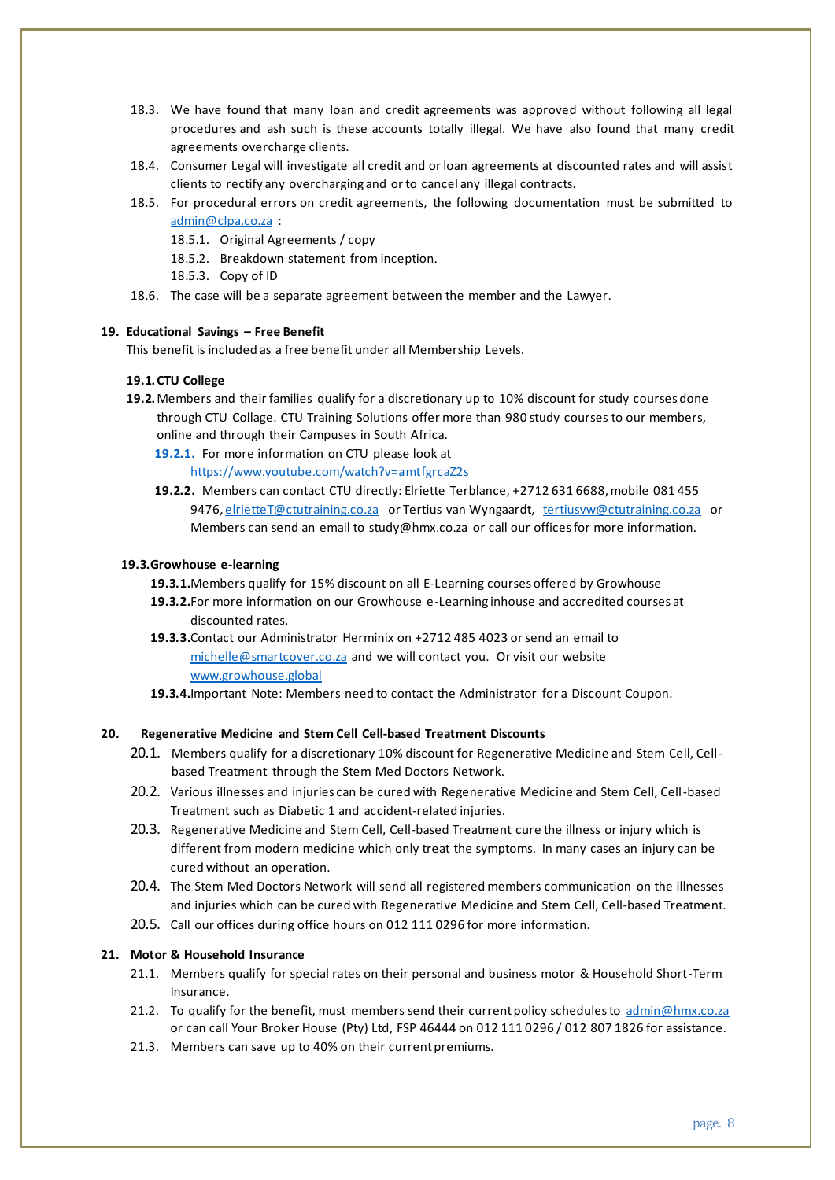18.3. We have found that many loan and credit agreements was approved without following all legal procedures and ash such is these accounts totally illegal. We have also found that many credit agreements overcharge clients.

18.4. Consumer Legal will investigate all credit and or loan agreements at discounted rates and will assist clients to rectify any overcharging and or to cancel any illegal contracts.

18.5. For procedural errors on credit agreements, the following documentation must be submitted to admin@clpa.co.za :

- 18.5.1. Original Agreements / copy
- 18.5.2. Breakdown statement from inception.
- 18.5.3. Copy of ID

18.6. The case will be a separate agreement between the member and the Lawyer.

## 19. Educational Savings – Free Benefit

This benefit is included as a free benefit under all Membership Levels.

### 19.1. CTU College

**19.2.** Members and their families qualify for a discretionary up to 10% discount for study courses done through CTU Collage. CTU Training Solutions offer more than 980 study courses to our members, online and through their Campuses in South Africa.

- **19.2.1.** For more information on CTU please look at https://www.youtube.com/watch?v=amtfgrcaZ2s
- **19.2.2.** Members can contact CTU directly: Elriette Terblance, +2712 631 6688, mobile 081 455 9476, elrietteT@ctutraining.co.za or Tertius van Wyngaardt, tertiusvw@ctutraining.co.za or Members can send an email to study@hmx.co.za or call our offices for more information.

### 19.3. Growhouse e-learning

- **19.3.1.** Members qualify for 15% discount on all E-Learning courses offered by Growhouse
- **19.3.2.** For more information on our Growhouse e-Learning inhouse and accredited courses at discounted rates.
- **19.3.3.** Contact our Administrator Herminix on +2712 485 4023 or send an email to michelle@smartcover.co.za and we will contact you. Or visit our website www.growhouse.global
- **19.3.4.** Important Note: Members need to contact the Administrator for a Discount Coupon.

## 20. Regenerative Medicine and Stem Cell Cell-based Treatment Discounts

20.1. Members qualify for a discretionary 10% discount for Regenerative Medicine and Stem Cell, Cell-based Treatment through the Stem Med Doctors Network.

20.2. Various illnesses and injuries can be cured with Regenerative Medicine and Stem Cell, Cell-based Treatment such as Diabetic 1 and accident-related injuries.

20.3. Regenerative Medicine and Stem Cell, Cell-based Treatment cure the illness or injury which is different from modern medicine which only treat the symptoms. In many cases an injury can be cured without an operation.

20.4. The Stem Med Doctors Network will send all registered members communication on the illnesses and injuries which can be cured with Regenerative Medicine and Stem Cell, Cell-based Treatment.

20.5. Call our offices during office hours on 012 111 0296 for more information.

## 21. Motor & Household Insurance

21.1. Members qualify for special rates on their personal and business motor & Household Short-Term Insurance.

21.2. To qualify for the benefit, must members send their current policy schedules to admin@hmx.co.za or can call Your Broker House (Pty) Ltd, FSP 46444 on 012 111 0296 / 012 807 1826 for assistance.

21.3. Members can save up to 40% on their current premiums.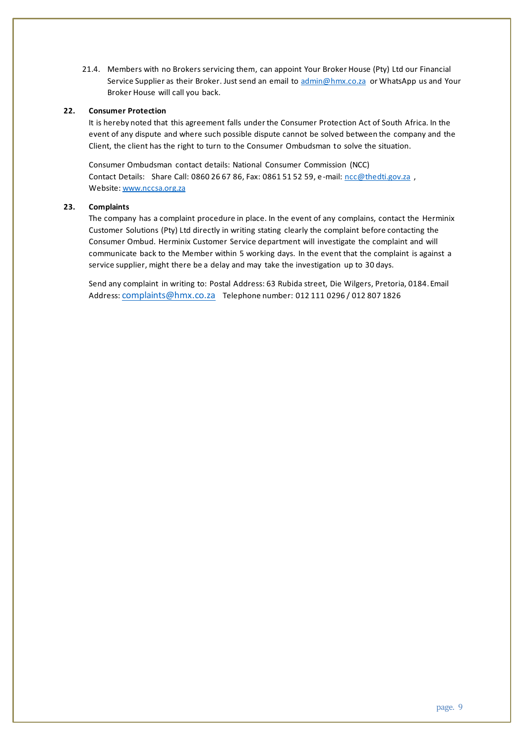21.4. Members with no Brokers servicing them, can appoint Your Broker House (Pty) Ltd our Financial Service Supplier as their Broker. Just send an email to admin@hmx.co.za or WhatsApp us and Your Broker House will call you back.

## 22. Consumer Protection

It is hereby noted that this agreement falls under the Consumer Protection Act of South Africa. In the event of any dispute and where such possible dispute cannot be solved between the company and the Client, the client has the right to turn to the Consumer Ombudsman to solve the situation.

Consumer Ombudsman contact details: National Consumer Commission (NCC)
Contact Details: Share Call: 0860 26 67 86, Fax: 0861 51 52 59, e-mail: ncc@thedti.gov.za ,
Website: www.nccsa.org.za

## 23. Complaints

The company has a complaint procedure in place. In the event of any complains, contact the Herminix Customer Solutions (Pty) Ltd directly in writing stating clearly the complaint before contacting the Consumer Ombud. Herminix Customer Service department will investigate the complaint and will communicate back to the Member within 5 working days. In the event that the complaint is against a service supplier, might there be a delay and may take the investigation up to 30 days.

Send any complaint in writing to: Postal Address: 63 Rubida street, Die Wilgers, Pretoria, 0184. Email Address: complaints@hmx.co.za Telephone number: 012 111 0296 / 012 807 1826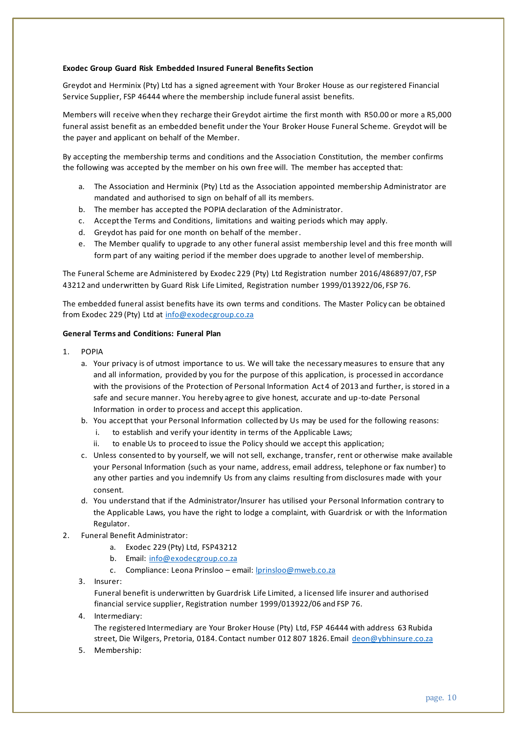**Exodec Group Guard Risk Embedded Insured Funeral Benefits Section**

Greydot and Herminix (Pty) Ltd has a signed agreement with Your Broker House as our registered Financial Service Supplier, FSP 46444 where the membership include funeral assist benefits.

Members will receive when they recharge their Greydot airtime the first month with R50.00 or more a R5,000 funeral assist benefit as an embedded benefit under the Your Broker House Funeral Scheme. Greydot will be the payer and applicant on behalf of the Member.

By accepting the membership terms and conditions and the Association Constitution, the member confirms the following was accepted by the member on his own free will. The member has accepted that:

a. The Association and Herminix (Pty) Ltd as the Association appointed membership Administrator are mandated and authorised to sign on behalf of all its members.
b. The member has accepted the POPIA declaration of the Administrator.
c. Accept the Terms and Conditions, limitations and waiting periods which may apply.
d. Greydot has paid for one month on behalf of the member.
e. The Member qualify to upgrade to any other funeral assist membership level and this free month will form part of any waiting period if the member does upgrade to another level of membership.

The Funeral Scheme are Administered by Exodec 229 (Pty) Ltd Registration number 2016/486897/07, FSP 43212 and underwritten by Guard Risk Life Limited, Registration number 1999/013922/06, FSP 76.

The embedded funeral assist benefits have its own terms and conditions. The Master Policy can be obtained from Exodec 229 (Pty) Ltd at info@exodecgroup.co.za

**General Terms and Conditions: Funeral Plan**

1. POPIA
   a. Your privacy is of utmost importance to us. We will take the necessary measures to ensure that any and all information, provided by you for the purpose of this application, is processed in accordance with the provisions of the Protection of Personal Information Act 4 of 2013 and further, is stored in a safe and secure manner. You hereby agree to give honest, accurate and up-to-date Personal Information in order to process and accept this application.
   b. You accept that your Personal Information collected by Us may be used for the following reasons:
      i. to establish and verify your identity in terms of the Applicable Laws;
      ii. to enable Us to proceed to issue the Policy should we accept this application;
   c. Unless consented to by yourself, we will not sell, exchange, transfer, rent or otherwise make available your Personal Information (such as your name, address, email address, telephone or fax number) to any other parties and you indemnify Us from any claims resulting from disclosures made with your consent.
   d. You understand that if the Administrator/Insurer has utilised your Personal Information contrary to the Applicable Laws, you have the right to lodge a complaint, with Guardrisk or with the Information Regulator.
2. Funeral Benefit Administrator:
   a. Exodec 229 (Pty) Ltd, FSP43212
   b. Email: info@exodecgroup.co.za
   c. Compliance: Leona Prinsloo – email: lprinsloo@mweb.co.za
3. Insurer:
   Funeral benefit is underwritten by Guardrisk Life Limited, a licensed life insurer and authorised financial service supplier, Registration number 1999/013922/06 and FSP 76.
4. Intermediary:
   The registered Intermediary are Your Broker House (Pty) Ltd, FSP 46444 with address 63 Rubida street, Die Wilgers, Pretoria, 0184. Contact number 012 807 1826. Email deon@ybhinsure.co.za
5. Membership: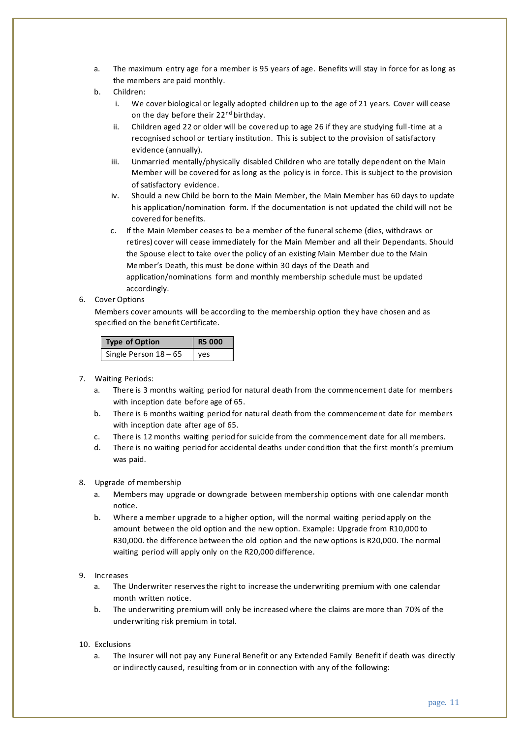a. The maximum entry age for a member is 95 years of age. Benefits will stay in force for as long as the members are paid monthly.

b. Children:

   i. We cover biological or legally adopted children up to the age of 21 years. Cover will cease on the day before their 22nd birthday.

   ii. Children aged 22 or older will be covered up to age 26 if they are studying full-time at a recognised school or tertiary institution. This is subject to the provision of satisfactory evidence (annually).

   iii. Unmarried mentally/physically disabled Children who are totally dependent on the Main Member will be covered for as long as the policy is in force. This is subject to the provision of satisfactory evidence.

   iv. Should a new Child be born to the Main Member, the Main Member has 60 days to update his application/nomination form. If the documentation is not updated the child will not be covered for benefits.

   c. If the Main Member ceases to be a member of the funeral scheme (dies, withdraws or retires) cover will cease immediately for the Main Member and all their Dependants. Should the Spouse elect to take over the policy of an existing Main Member due to the Main Member's Death, this must be done within 30 days of the Death and application/nominations form and monthly membership schedule must be updated accordingly.

6. Cover Options

   Members cover amounts will be according to the membership option they have chosen and as specified on the benefit Certificate.

| Type of Option | R5 000 |
|---|---|
| Single Person 18 – 65 | yes |

7. Waiting Periods:

   a. There is 3 months waiting period for natural death from the commencement date for members with inception date before age of 65.

   b. There is 6 months waiting period for natural death from the commencement date for members with inception date after age of 65.

   c. There is 12 months waiting period for suicide from the commencement date for all members.

   d. There is no waiting period for accidental deaths under condition that the first month's premium was paid.

8. Upgrade of membership

   a. Members may upgrade or downgrade between membership options with one calendar month notice.

   b. Where a member upgrade to a higher option, will the normal waiting period apply on the amount between the old option and the new option. Example: Upgrade from R10,000 to R30,000. the difference between the old option and the new options is R20,000. The normal waiting period will apply only on the R20,000 difference.

9. Increases

   a. The Underwriter reserves the right to increase the underwriting premium with one calendar month written notice.

   b. The underwriting premium will only be increased where the claims are more than 70% of the underwriting risk premium in total.

10. Exclusions

    a. The Insurer will not pay any Funeral Benefit or any Extended Family Benefit if death was directly or indirectly caused, resulting from or in connection with any of the following: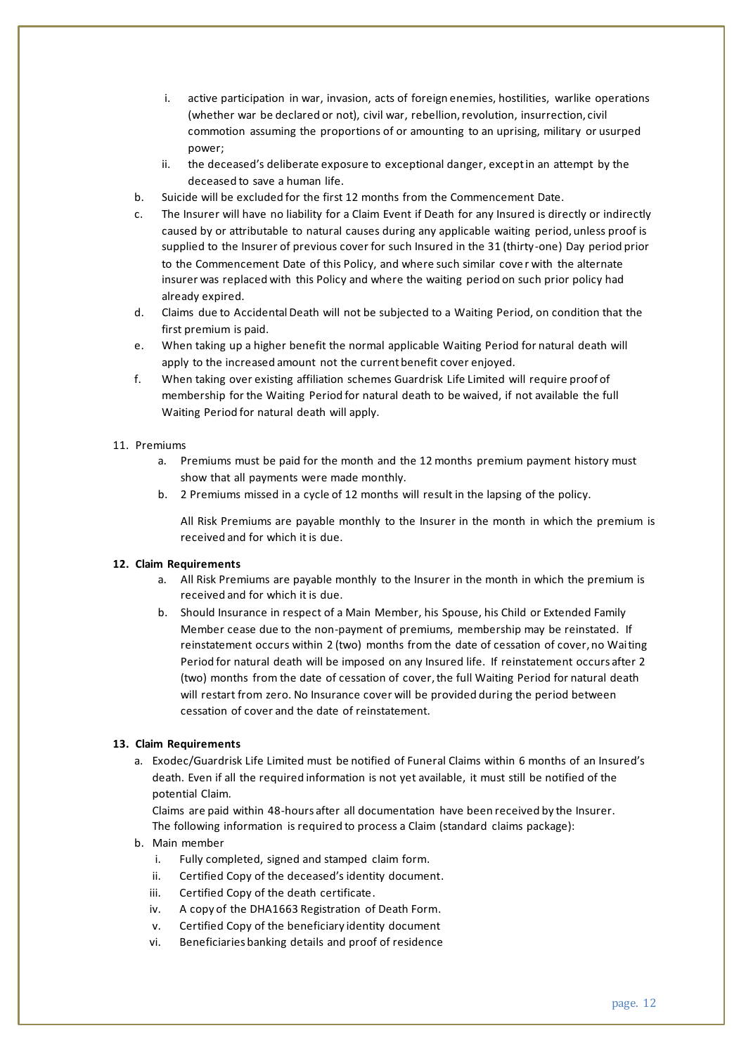i. active participation in war, invasion, acts of foreign enemies, hostilities, warlike operations (whether war be declared or not), civil war, rebellion, revolution, insurrection, civil commotion assuming the proportions of or amounting to an uprising, military or usurped power;
   ii. the deceased's deliberate exposure to exceptional danger, except in an attempt by the deceased to save a human life.

b. Suicide will be excluded for the first 12 months from the Commencement Date.

c. The Insurer will have no liability for a Claim Event if Death for any Insured is directly or indirectly caused by or attributable to natural causes during any applicable waiting period, unless proof is supplied to the Insurer of previous cover for such Insured in the 31 (thirty-one) Day period prior to the Commencement Date of this Policy, and where such similar cover with the alternate insurer was replaced with this Policy and where the waiting period on such prior policy had already expired.

d. Claims due to Accidental Death will not be subjected to a Waiting Period, on condition that the first premium is paid.

e. When taking up a higher benefit the normal applicable Waiting Period for natural death will apply to the increased amount not the current benefit cover enjoyed.

f. When taking over existing affiliation schemes Guardrisk Life Limited will require proof of membership for the Waiting Period for natural death to be waived, if not available the full Waiting Period for natural death will apply.

11. Premiums

   a. Premiums must be paid for the month and the 12 months premium payment history must show that all payments were made monthly.
   b. 2 Premiums missed in a cycle of 12 months will result in the lapsing of the policy.

   All Risk Premiums are payable monthly to the Insurer in the month in which the premium is received and for which it is due.

**12. Claim Requirements**

   a. All Risk Premiums are payable monthly to the Insurer in the month in which the premium is received and for which it is due.
   b. Should Insurance in respect of a Main Member, his Spouse, his Child or Extended Family Member cease due to the non-payment of premiums, membership may be reinstated. If reinstatement occurs within 2 (two) months from the date of cessation of cover, no Waiting Period for natural death will be imposed on any Insured life. If reinstatement occurs after 2 (two) months from the date of cessation of cover, the full Waiting Period for natural death will restart from zero. No Insurance cover will be provided during the period between cessation of cover and the date of reinstatement.

**13. Claim Requirements**

a. Exodec/Guardrisk Life Limited must be notified of Funeral Claims within 6 months of an Insured's death. Even if all the required information is not yet available, it must still be notified of the potential Claim.
   Claims are paid within 48-hours after all documentation have been received by the Insurer.
   The following information is required to process a Claim (standard claims package):

b. Main member
   i. Fully completed, signed and stamped claim form.
   ii. Certified Copy of the deceased's identity document.
   iii. Certified Copy of the death certificate.
   iv. A copy of the DHA1663 Registration of Death Form.
   v. Certified Copy of the beneficiary identity document
   vi. Beneficiaries banking details and proof of residence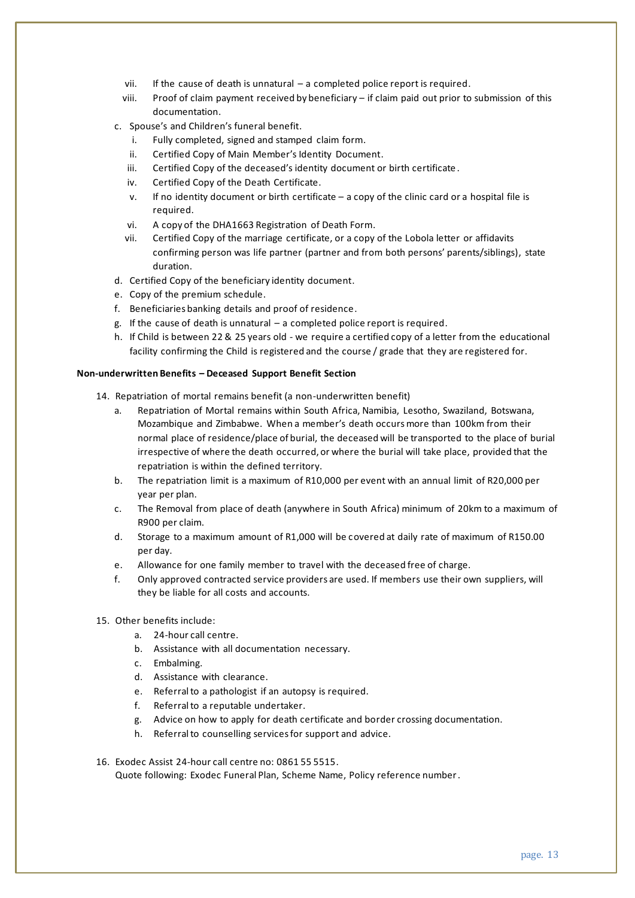vii. If the cause of death is unnatural – a completed police report is required.
   viii. Proof of claim payment received by beneficiary – if claim paid out prior to submission of this documentation.

c. Spouse's and Children's funeral benefit.
   i. Fully completed, signed and stamped claim form.
   ii. Certified Copy of Main Member's Identity Document.
   iii. Certified Copy of the deceased's identity document or birth certificate.
   iv. Certified Copy of the Death Certificate.
   v. If no identity document or birth certificate – a copy of the clinic card or a hospital file is required.
   vi. A copy of the DHA1663 Registration of Death Form.
   vii. Certified Copy of the marriage certificate, or a copy of the Lobola letter or affidavits confirming person was life partner (partner and from both persons' parents/siblings), state duration.

d. Certified Copy of the beneficiary identity document.
e. Copy of the premium schedule.
f. Beneficiaries banking details and proof of residence.
g. If the cause of death is unnatural – a completed police report is required.
h. If Child is between 22 & 25 years old - we require a certified copy of a letter from the educational facility confirming the Child is registered and the course / grade that they are registered for.

**Non-underwritten Benefits – Deceased Support Benefit Section**

14. Repatriation of mortal remains benefit (a non-underwritten benefit)
    a. Repatriation of Mortal remains within South Africa, Namibia, Lesotho, Swaziland, Botswana, Mozambique and Zimbabwe. When a member's death occurs more than 100km from their normal place of residence/place of burial, the deceased will be transported to the place of burial irrespective of where the death occurred, or where the burial will take place, provided that the repatriation is within the defined territory.
    b. The repatriation limit is a maximum of R10,000 per event with an annual limit of R20,000 per year per plan.
    c. The Removal from place of death (anywhere in South Africa) minimum of 20km to a maximum of R900 per claim.
    d. Storage to a maximum amount of R1,000 will be covered at daily rate of maximum of R150.00 per day.
    e. Allowance for one family member to travel with the deceased free of charge.
    f. Only approved contracted service providers are used. If members use their own suppliers, will they be liable for all costs and accounts.

15. Other benefits include:
    a. 24-hour call centre.
    b. Assistance with all documentation necessary.
    c. Embalming.
    d. Assistance with clearance.
    e. Referral to a pathologist if an autopsy is required.
    f. Referral to a reputable undertaker.
    g. Advice on how to apply for death certificate and border crossing documentation.
    h. Referral to counselling services for support and advice.

16. Exodec Assist 24-hour call centre no: 0861 55 5515.
    Quote following: Exodec Funeral Plan, Scheme Name, Policy reference number.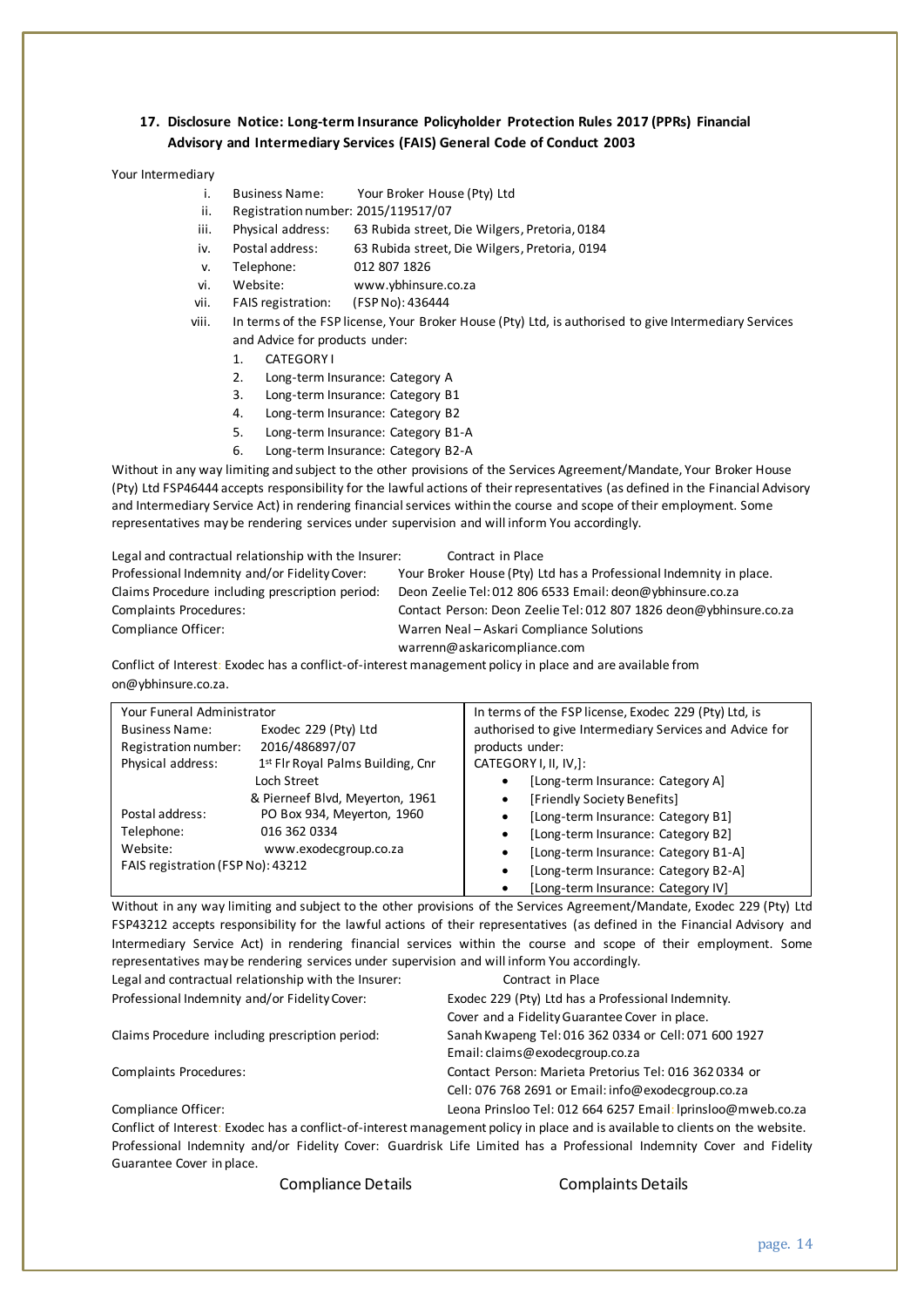### 17. Disclosure Notice: Long-term Insurance Policyholder Protection Rules 2017 (PPRs) Financial Advisory and Intermediary Services (FAIS) General Code of Conduct 2003

Your Intermediary

i. Business Name: Your Broker House (Pty) Ltd
ii. Registration number: 2015/119517/07
iii. Physical address: 63 Rubida street, Die Wilgers, Pretoria, 0184
iv. Postal address: 63 Rubida street, Die Wilgers, Pretoria, 0194
v. Telephone: 012 807 1826
vi. Website: www.ybhinsure.co.za
vii. FAIS registration: (FSP No): 436444
viii. In terms of the FSP license, Your Broker House (Pty) Ltd, is authorised to give Intermediary Services and Advice for products under:
    1. CATEGORY I
    2. Long-term Insurance: Category A
    3. Long-term Insurance: Category B1
    4. Long-term Insurance: Category B2
    5. Long-term Insurance: Category B1-A
    6. Long-term Insurance: Category B2-A

Without in any way limiting and subject to the other provisions of the Services Agreement/Mandate, Your Broker House (Pty) Ltd FSP46444 accepts responsibility for the lawful actions of their representatives (as defined in the Financial Advisory and Intermediary Service Act) in rendering financial services within the course and scope of their employment. Some representatives may be rendering services under supervision and will inform You accordingly.

| | |
|---|---|
| Legal and contractual relationship with the Insurer: | Contract in Place |
| Professional Indemnity and/or Fidelity Cover: | Your Broker House (Pty) Ltd has a Professional Indemnity in place. |
| Claims Procedure including prescription period: | Deon Zeelie Tel: 012 806 6533 Email: deon@ybhinsure.co.za |
| Complaints Procedures: | Contact Person: Deon Zeelie Tel: 012 807 1826 deon@ybhinsure.co.za |
| Compliance Officer: | Warren Neal – Askari Compliance Solutions warrenn@askaricompliance.com |

Conflict of Interest: Exodec has a conflict-of-interest management policy in place and are available from on@ybhinsure.co.za.

| Your Funeral Administrator | In terms of the FSP license, Exodec 229 (Pty) Ltd, is authorised to give Intermediary Services and Advice for products under: |
|---|---|
| Business Name: Exodec 229 (Pty) Ltd<br>Registration number: 2016/486897/07<br>Physical address: 1st Flr Royal Palms Building, Cnr Loch Street & Pierneef Blvd, Meyerton, 1961<br>Postal address: PO Box 934, Meyerton, 1960<br>Telephone: 016 362 0334<br>Website: www.exodecgroup.co.za<br>FAIS registration (FSP No): 43212 | CATEGORY I, II, IV,]:<br>• [Long-term Insurance: Category A]<br>• [Friendly Society Benefits]<br>• [Long-term Insurance: Category B1]<br>• [Long-term Insurance: Category B2]<br>• [Long-term Insurance: Category B1-A]<br>• [Long-term Insurance: Category B2-A]<br>• [Long-term Insurance: Category IV] |

Without in any way limiting and subject to the other provisions of the Services Agreement/Mandate, Exodec 229 (Pty) Ltd FSP43212 accepts responsibility for the lawful actions of their representatives (as defined in the Financial Advisory and Intermediary Service Act) in rendering financial services within the course and scope of their employment. Some representatives may be rendering services under supervision and will inform You accordingly.

| | |
|---|---|
| Legal and contractual relationship with the Insurer: | Contract in Place |
| Professional Indemnity and/or Fidelity Cover: | Exodec 229 (Pty) Ltd has a Professional Indemnity. Cover and a Fidelity Guarantee Cover in place. |
| Claims Procedure including prescription period: | Sanah Kwapeng Tel: 016 362 0334 or Cell: 071 600 1927 Email: claims@exodecgroup.co.za |
| Complaints Procedures: | Contact Person: Marieta Pretorius Tel: 016 362 0334 or Cell: 076 768 2691 or Email: info@exodecgroup.co.za |
| Compliance Officer: | Leona Prinsloo Tel: 012 664 6257 Email: lprinsloo@mweb.co.za |

Conflict of Interest: Exodec has a conflict-of-interest management policy in place and is available to clients on the website.
Professional Indemnity and/or Fidelity Cover: Guardrisk Life Limited has a Professional Indemnity Cover and Fidelity Guarantee Cover in place.

Compliance Details Complaints Details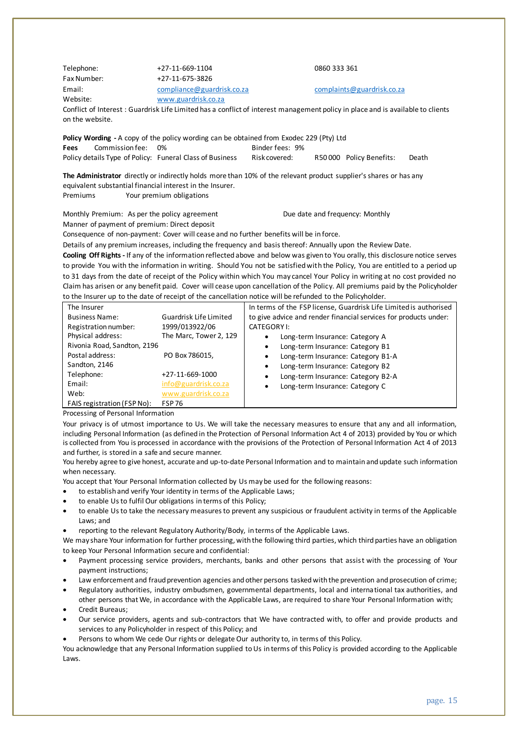| | | |
|---|---|---|
| Telephone: | +27-11-669-1104 | 0860 333 361 |
| Fax Number: | +27-11-675-3826 | |
| Email: | compliance@guardrisk.co.za | complaints@guardrisk.co.za |
| Website: | www.guardrisk.co.za | |

Conflict of Interest : Guardrisk Life Limited has a conflict of interest management policy in place and is available to clients on the website.

**Policy Wording -** A copy of the policy wording can be obtained from Exodec 229 (Pty) Ltd

**Fees** Commission fee: 0% Binder fees: 9%

Policy details Type of Policy: Funeral Class of Business Risk covered: R50 000 Policy Benefits: Death

**The Administrator** directly or indirectly holds more than 10% of the relevant product supplier's shares or has any equivalent substantial financial interest in the Insurer.

Premiums Your premium obligations

Monthly Premium: As per the policy agreement Due date and frequency: Monthly

Manner of payment of premium: Direct deposit

Consequence of non-payment: Cover will cease and no further benefits will be in force.

Details of any premium increases, including the frequency and basis thereof: Annually upon the Review Date.

**Cooling Off Rights -** If any of the information reflected above and below was given to You orally, this disclosure notice serves to provide You with the information in writing. Should You not be satisfied with the Policy, You are entitled to a period up to 31 days from the date of receipt of the Policy within which You may cancel Your Policy in writing at no cost provided no Claim has arisen or any benefit paid. Cover will cease upon cancellation of the Policy. All premiums paid by the Policyholder to the Insurer up to the date of receipt of the cancellation notice will be refunded to the Policyholder.

| The Insurer | | In terms of the FSP license, Guardrisk Life Limited is authorised to give advice and render financial services for products under: |
|---|---|---|
| Business Name: | Guardrisk Life Limited | CATEGORY I: |
| Registration number: | 1999/013922/06 | • Long-term Insurance: Category A |
| Physical address: | The Marc, Tower 2, 129 Rivonia Road, Sandton, 2196 | • Long-term Insurance: Category B1 |
| Postal address: | PO Box 786015, Sandton, 2146 | • Long-term Insurance: Category B1-A |
| Telephone: | +27-11-669-1000 | • Long-term Insurance: Category B2 |
| Email: | info@guardrisk.co.za | • Long-term Insurance: Category B2-A |
| Web: | www.guardrisk.co.za | • Long-term Insurance: Category C |
| FAIS registration (FSP No): | FSP 76 | |

Processing of Personal Information

Your privacy is of utmost importance to Us. We will take the necessary measures to ensure that any and all information, including Personal Information (as defined in the Protection of Personal Information Act 4 of 2013) provided by You or which is collected from You is processed in accordance with the provisions of the Protection of Personal Information Act 4 of 2013 and further, is stored in a safe and secure manner.

You hereby agree to give honest, accurate and up-to-date Personal Information and to maintain and update such information when necessary.

You accept that Your Personal Information collected by Us may be used for the following reasons:

- to establish and verify Your identity in terms of the Applicable Laws;
- to enable Us to fulfil Our obligations in terms of this Policy;
- to enable Us to take the necessary measures to prevent any suspicious or fraudulent activity in terms of the Applicable Laws; and
- reporting to the relevant Regulatory Authority/Body, in terms of the Applicable Laws.

We may share Your information for further processing, with the following third parties, which third parties have an obligation to keep Your Personal Information secure and confidential:

- Payment processing service providers, merchants, banks and other persons that assist with the processing of Your payment instructions;
- Law enforcement and fraud prevention agencies and other persons tasked with the prevention and prosecution of crime;
- Regulatory authorities, industry ombudsmen, governmental departments, local and international tax authorities, and other persons that We, in accordance with the Applicable Laws, are required to share Your Personal Information with;
- Credit Bureaus;
- Our service providers, agents and sub-contractors that We have contracted with, to offer and provide products and services to any Policyholder in respect of this Policy; and
- Persons to whom We cede Our rights or delegate Our authority to, in terms of this Policy.

You acknowledge that any Personal Information supplied to Us in terms of this Policy is provided according to the Applicable Laws.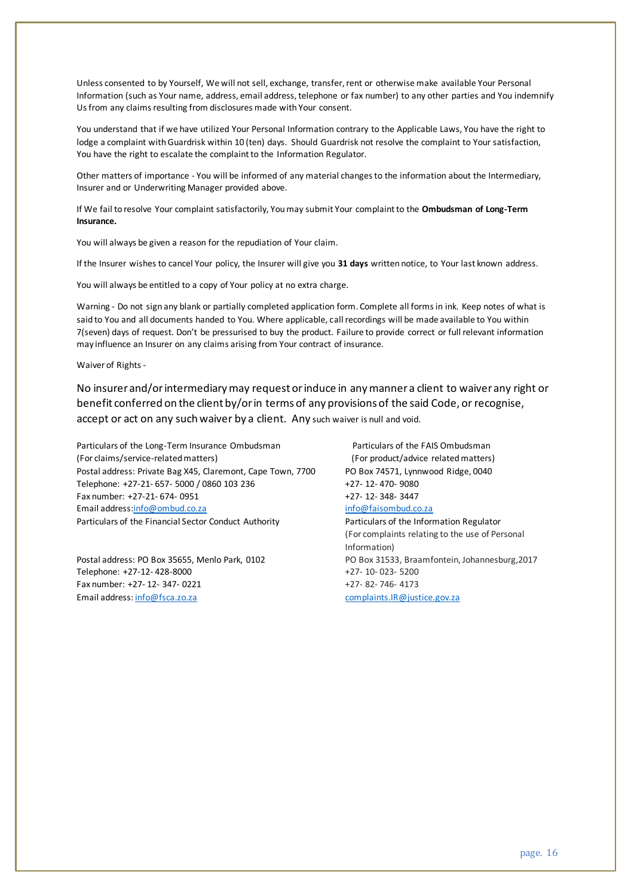Unless consented to by Yourself, We will not sell, exchange, transfer, rent or otherwise make available Your Personal Information (such as Your name, address, email address, telephone or fax number) to any other parties and You indemnify Us from any claims resulting from disclosures made with Your consent.

You understand that if we have utilized Your Personal Information contrary to the Applicable Laws, You have the right to lodge a complaint with Guardrisk within 10 (ten) days. Should Guardrisk not resolve the complaint to Your satisfaction, You have the right to escalate the complaint to the Information Regulator.

Other matters of importance - You will be informed of any material changes to the information about the Intermediary, Insurer and or Underwriting Manager provided above.

If We fail to resolve Your complaint satisfactorily, You may submit Your complaint to the **Ombudsman of Long-Term Insurance.**

You will always be given a reason for the repudiation of Your claim.

If the Insurer wishes to cancel Your policy, the Insurer will give you **31 days** written notice, to Your last known address.

You will always be entitled to a copy of Your policy at no extra charge.

Warning - Do not sign any blank or partially completed application form. Complete all forms in ink. Keep notes of what is said to You and all documents handed to You. Where applicable, call recordings will be made available to You within 7(seven) days of request. Don't be pressurised to buy the product. Failure to provide correct or full relevant information may influence an Insurer on any claims arising from Your contract of insurance.

Waiver of Rights -

No insurer and/or intermediary may request or induce in any manner a client to waiver any right or benefit conferred on the client by/or in terms of any provisions of the said Code, or recognise, accept or act on any such waiver by a client. Any such waiver is null and void.

Particulars of the Long-Term Insurance Ombudsman
(For claims/service-related matters)
Postal address: Private Bag X45, Claremont, Cape Town, 7700
Telephone: +27-21- 657- 5000 / 0860 103 236
Fax number: +27-21- 674- 0951
Email address: info@ombud.co.za

Particulars of the Financial Sector Conduct Authority

Postal address: PO Box 35655, Menlo Park, 0102
Telephone: +27-12- 428-8000
Fax number: +27- 12- 347- 0221
Email address: info@fsca.zo.za

Particulars of the FAIS Ombudsman
(For product/advice related matters)
PO Box 74571, Lynnwood Ridge, 0040
+27- 12- 470- 9080
+27- 12- 348- 3447
info@faisombud.co.za

Particulars of the Information Regulator
(For complaints relating to the use of Personal Information)
PO Box 31533, Braamfontein, Johannesburg, 2017
+27- 10- 023- 5200
+27- 82- 746- 4173
complaints.IR@justice.gov.za